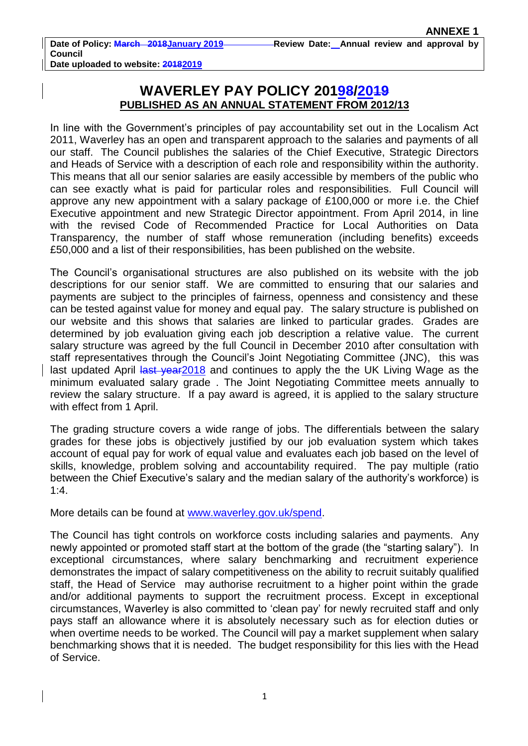**ANNEXE 1**

**Date of Policy: ~~March 2018~~January 2019** **Review Date: Annual review and approval by Council**
**Date uploaded to website: ~~2018~~2019**

# WAVERLEY PAY POLICY 201~~8~~9/20~~1~~19

**PUBLISHED AS AN ANNUAL STATEMENT FROM 2012/13**

In line with the Government's principles of pay accountability set out in the Localism Act 2011, Waverley has an open and transparent approach to the salaries and payments of all our staff. The Council publishes the salaries of the Chief Executive, Strategic Directors and Heads of Service with a description of each role and responsibility within the authority. This means that all our senior salaries are easily accessible by members of the public who can see exactly what is paid for particular roles and responsibilities. Full Council will approve any new appointment with a salary package of £100,000 or more i.e. the Chief Executive appointment and new Strategic Director appointment. From April 2014, in line with the revised Code of Recommended Practice for Local Authorities on Data Transparency, the number of staff whose remuneration (including benefits) exceeds £50,000 and a list of their responsibilities, has been published on the website.

The Council's organisational structures are also published on its website with the job descriptions for our senior staff. We are committed to ensuring that our salaries and payments are subject to the principles of fairness, openness and consistency and these can be tested against value for money and equal pay. The salary structure is published on our website and this shows that salaries are linked to particular grades. Grades are determined by job evaluation giving each job description a relative value. The current salary structure was agreed by the full Council in December 2010 after consultation with staff representatives through the Council's Joint Negotiating Committee (JNC), this was last updated April ~~last year~~2018 and continues to apply the the UK Living Wage as the minimum evaluated salary grade . The Joint Negotiating Committee meets annually to review the salary structure. If a pay award is agreed, it is applied to the salary structure with effect from 1 April.

The grading structure covers a wide range of jobs. The differentials between the salary grades for these jobs is objectively justified by our job evaluation system which takes account of equal pay for work of equal value and evaluates each job based on the level of skills, knowledge, problem solving and accountability required. The pay multiple (ratio between the Chief Executive's salary and the median salary of the authority's workforce) is 1:4.

More details can be found at www.waverley.gov.uk/spend.

The Council has tight controls on workforce costs including salaries and payments. Any newly appointed or promoted staff start at the bottom of the grade (the "starting salary"). In exceptional circumstances, where salary benchmarking and recruitment experience demonstrates the impact of salary competitiveness on the ability to recruit suitably qualified staff, the Head of Service may authorise recruitment to a higher point within the grade and/or additional payments to support the recruitment process. Except in exceptional circumstances, Waverley is also committed to 'clean pay' for newly recruited staff and only pays staff an allowance where it is absolutely necessary such as for election duties or when overtime needs to be worked. The Council will pay a market supplement when salary benchmarking shows that it is needed. The budget responsibility for this lies with the Head of Service.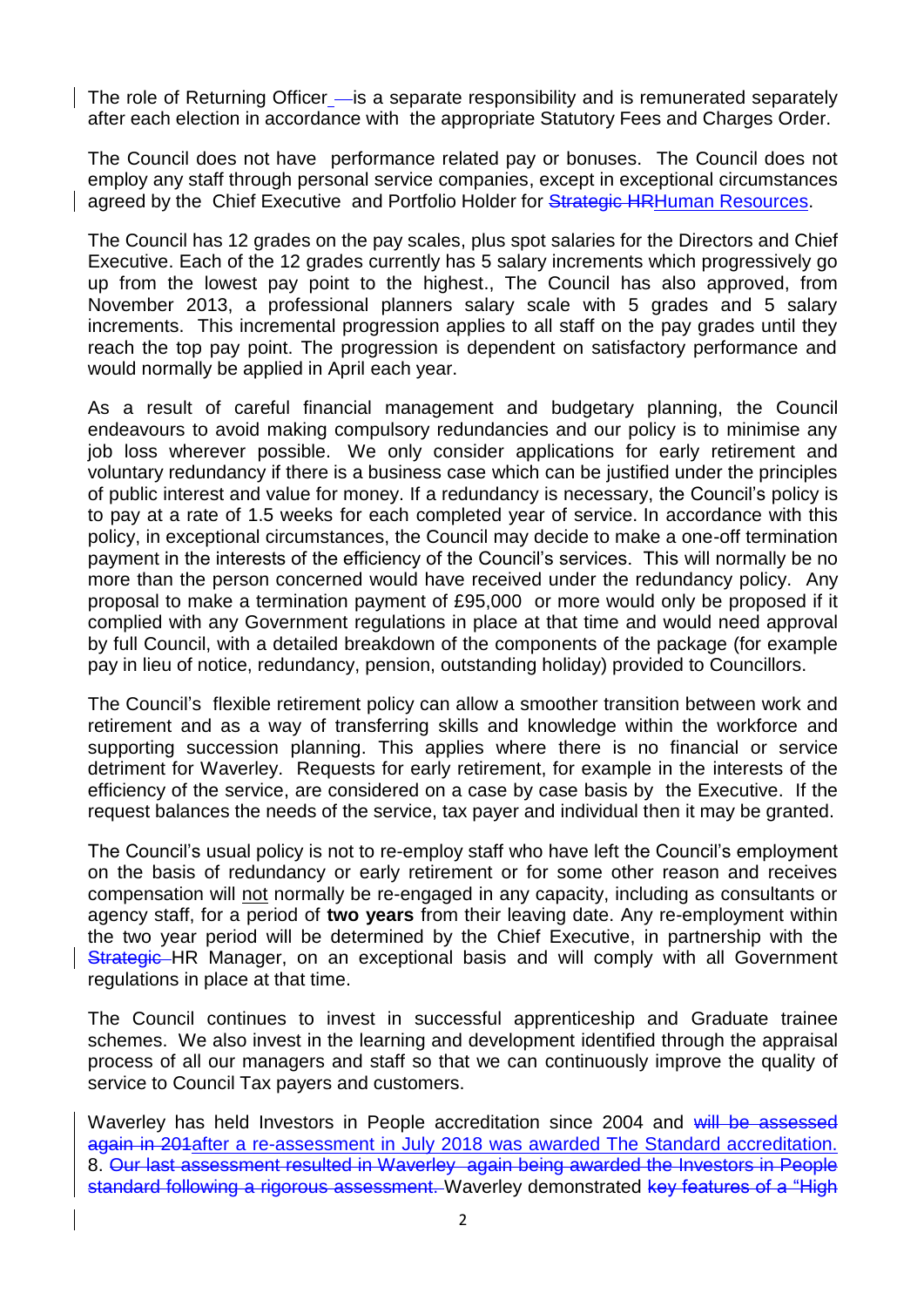The role of Returning Officer ~~–~~is a separate responsibility and is remunerated separately after each election in accordance with the appropriate Statutory Fees and Charges Order.

The Council does not have performance related pay or bonuses. The Council does not employ any staff through personal service companies, except in exceptional circumstances agreed by the Chief Executive and Portfolio Holder for ~~Strategic HR~~Human Resources.

The Council has 12 grades on the pay scales, plus spot salaries for the Directors and Chief Executive. Each of the 12 grades currently has 5 salary increments which progressively go up from the lowest pay point to the highest., The Council has also approved, from November 2013, a professional planners salary scale with 5 grades and 5 salary increments. This incremental progression applies to all staff on the pay grades until they reach the top pay point. The progression is dependent on satisfactory performance and would normally be applied in April each year.

As a result of careful financial management and budgetary planning, the Council endeavours to avoid making compulsory redundancies and our policy is to minimise any job loss wherever possible. We only consider applications for early retirement and voluntary redundancy if there is a business case which can be justified under the principles of public interest and value for money. If a redundancy is necessary, the Council's policy is to pay at a rate of 1.5 weeks for each completed year of service. In accordance with this policy, in exceptional circumstances, the Council may decide to make a one-off termination payment in the interests of the efficiency of the Council's services. This will normally be no more than the person concerned would have received under the redundancy policy. Any proposal to make a termination payment of £95,000 or more would only be proposed if it complied with any Government regulations in place at that time and would need approval by full Council, with a detailed breakdown of the components of the package (for example pay in lieu of notice, redundancy, pension, outstanding holiday) provided to Councillors.

The Council's flexible retirement policy can allow a smoother transition between work and retirement and as a way of transferring skills and knowledge within the workforce and supporting succession planning. This applies where there is no financial or service detriment for Waverley. Requests for early retirement, for example in the interests of the efficiency of the service, are considered on a case by case basis by the Executive. If the request balances the needs of the service, tax payer and individual then it may be granted.

The Council's usual policy is not to re-employ staff who have left the Council's employment on the basis of redundancy or early retirement or for some other reason and receives compensation will not normally be re-engaged in any capacity, including as consultants or agency staff, for a period of **two years** from their leaving date. Any re-employment within the two year period will be determined by the Chief Executive, in partnership with the ~~Strategic~~ HR Manager, on an exceptional basis and will comply with all Government regulations in place at that time.

The Council continues to invest in successful apprenticeship and Graduate trainee schemes. We also invest in the learning and development identified through the appraisal process of all our managers and staff so that we can continuously improve the quality of service to Council Tax payers and customers.

Waverley has held Investors in People accreditation since 2004 and ~~will be assessed again in 201~~after a re-assessment in July 2018 was awarded The Standard accreditation. 8. ~~Our last assessment resulted in Waverley again being awarded the Investors in People standard following a rigorous assessment.~~ Waverley demonstrated ~~key features of a "High~~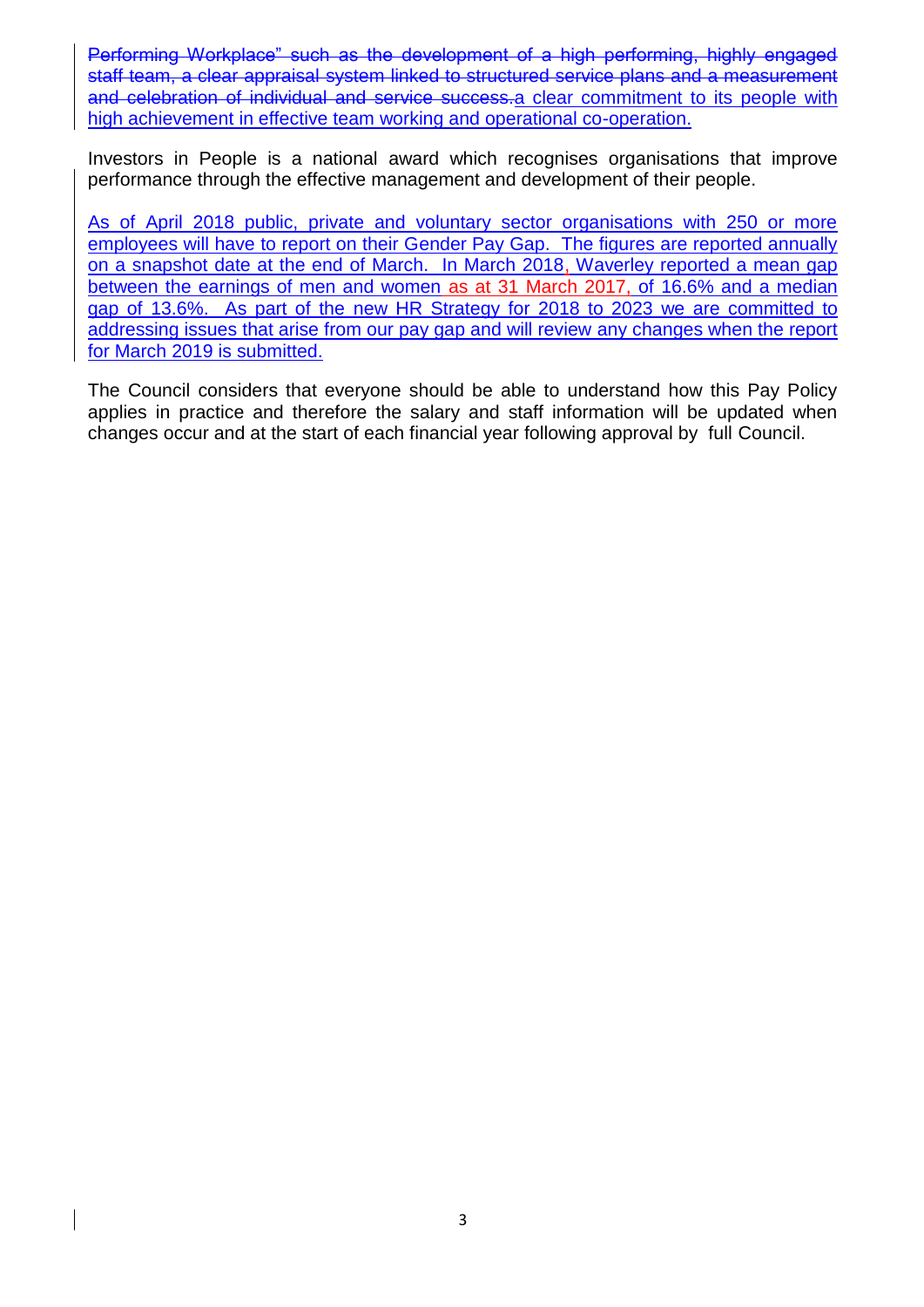~~Performing Workplace" such as the development of a high performing, highly engaged staff team, a clear appraisal system linked to structured service plans and a measurement and celebration of individual and service success.~~a clear commitment to its people with high achievement in effective team working and operational co-operation.

Investors in People is a national award which recognises organisations that improve performance through the effective management and development of their people.

As of April 2018 public, private and voluntary sector organisations with 250 or more employees will have to report on their Gender Pay Gap. The figures are reported annually on a snapshot date at the end of March. In March 2018, Waverley reported a mean gap between the earnings of men and women as at 31 March 2017, of 16.6% and a median gap of 13.6%. As part of the new HR Strategy for 2018 to 2023 we are committed to addressing issues that arise from our pay gap and will review any changes when the report for March 2019 is submitted.

The Council considers that everyone should be able to understand how this Pay Policy applies in practice and therefore the salary and staff information will be updated when changes occur and at the start of each financial year following approval by full Council.